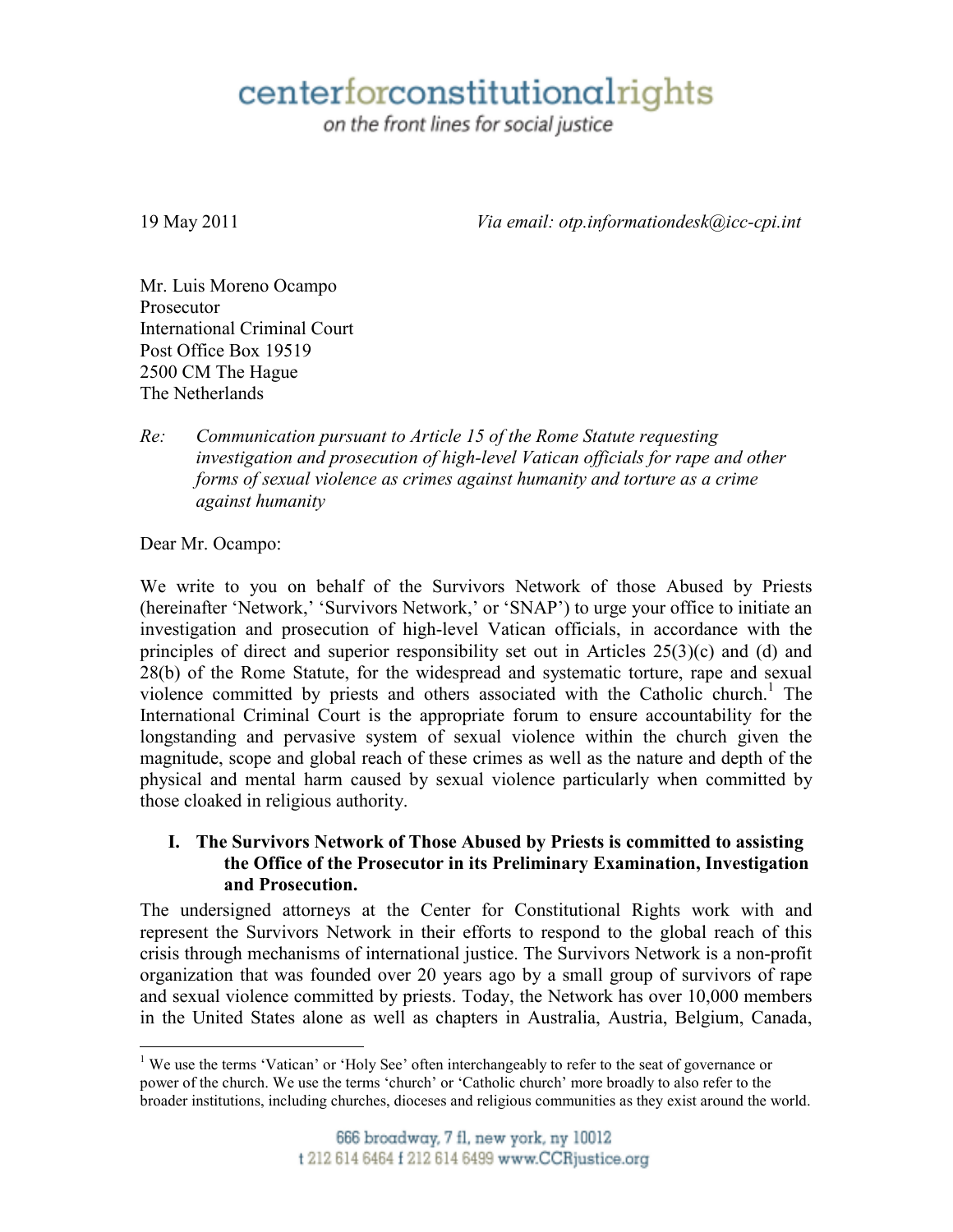centerforconstitutionalrights

*on the front lines for social justice*

19 May 2011 *Via email: otp.informationdesk@icc-cpi.int*

Mr. Luis Moreno Ocampo
Prosecutor
International Criminal Court
Post Office Box 19519
2500 CM The Hague
The Netherlands

*Re: Communication pursuant to Article 15 of the Rome Statute requesting investigation and prosecution of high-level Vatican officials for rape and other forms of sexual violence as crimes against humanity and torture as a crime against humanity*

Dear Mr. Ocampo:

We write to you on behalf of the Survivors Network of those Abused by Priests (hereinafter 'Network,' 'Survivors Network,' or 'SNAP') to urge your office to initiate an investigation and prosecution of high-level Vatican officials, in accordance with the principles of direct and superior responsibility set out in Articles 25(3)(c) and (d) and 28(b) of the Rome Statute, for the widespread and systematic torture, rape and sexual violence committed by priests and others associated with the Catholic church.[1] The International Criminal Court is the appropriate forum to ensure accountability for the longstanding and pervasive system of sexual violence within the church given the magnitude, scope and global reach of these crimes as well as the nature and depth of the physical and mental harm caused by sexual violence particularly when committed by those cloaked in religious authority.

## I. The Survivors Network of Those Abused by Priests is committed to assisting the Office of the Prosecutor in its Preliminary Examination, Investigation and Prosecution.

The undersigned attorneys at the Center for Constitutional Rights work with and represent the Survivors Network in their efforts to respond to the global reach of this crisis through mechanisms of international justice. The Survivors Network is a non-profit organization that was founded over 20 years ago by a small group of survivors of rape and sexual violence committed by priests. Today, the Network has over 10,000 members in the United States alone as well as chapters in Australia, Austria, Belgium, Canada,

[1] We use the terms 'Vatican' or 'Holy See' often interchangeably to refer to the seat of governance or power of the church. We use the terms 'church' or 'Catholic church' more broadly to also refer to the broader institutions, including churches, dioceses and religious communities as they exist around the world.

666 broadway, 7 fl, new york, ny 10012
t 212 614 6464 f 212 614 6499 www.CCRjustice.org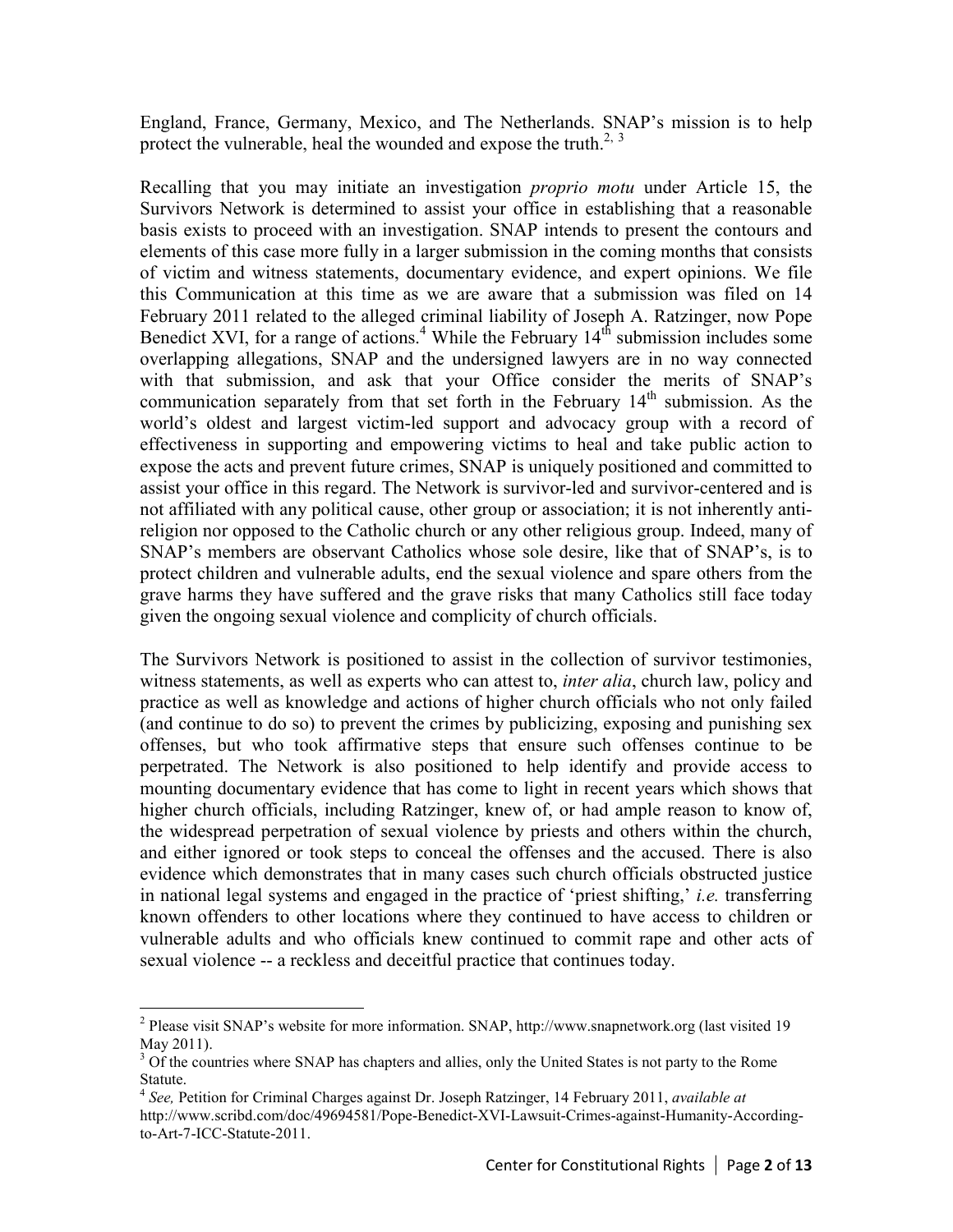England, France, Germany, Mexico, and The Netherlands. SNAP's mission is to help protect the vulnerable, heal the wounded and expose the truth.[2, 3]

Recalling that you may initiate an investigation *proprio motu* under Article 15, the Survivors Network is determined to assist your office in establishing that a reasonable basis exists to proceed with an investigation. SNAP intends to present the contours and elements of this case more fully in a larger submission in the coming months that consists of victim and witness statements, documentary evidence, and expert opinions. We file this Communication at this time as we are aware that a submission was filed on 14 February 2011 related to the alleged criminal liability of Joseph A. Ratzinger, now Pope Benedict XVI, for a range of actions.[4] While the February 14th submission includes some overlapping allegations, SNAP and the undersigned lawyers are in no way connected with that submission, and ask that your Office consider the merits of SNAP's communication separately from that set forth in the February 14th submission. As the world's oldest and largest victim-led support and advocacy group with a record of effectiveness in supporting and empowering victims to heal and take public action to expose the acts and prevent future crimes, SNAP is uniquely positioned and committed to assist your office in this regard. The Network is survivor-led and survivor-centered and is not affiliated with any political cause, other group or association; it is not inherently anti-religion nor opposed to the Catholic church or any other religious group. Indeed, many of SNAP's members are observant Catholics whose sole desire, like that of SNAP's, is to protect children and vulnerable adults, end the sexual violence and spare others from the grave harms they have suffered and the grave risks that many Catholics still face today given the ongoing sexual violence and complicity of church officials.

The Survivors Network is positioned to assist in the collection of survivor testimonies, witness statements, as well as experts who can attest to, *inter alia*, church law, policy and practice as well as knowledge and actions of higher church officials who not only failed (and continue to do so) to prevent the crimes by publicizing, exposing and punishing sex offenses, but who took affirmative steps that ensure such offenses continue to be perpetrated. The Network is also positioned to help identify and provide access to mounting documentary evidence that has come to light in recent years which shows that higher church officials, including Ratzinger, knew of, or had ample reason to know of, the widespread perpetration of sexual violence by priests and others within the church, and either ignored or took steps to conceal the offenses and the accused. There is also evidence which demonstrates that in many cases such church officials obstructed justice in national legal systems and engaged in the practice of 'priest shifting,' *i.e.* transferring known offenders to other locations where they continued to have access to children or vulnerable adults and who officials knew continued to commit rape and other acts of sexual violence -- a reckless and deceitful practice that continues today.

---

[2] Please visit SNAP's website for more information. SNAP, http://www.snapnetwork.org (last visited 19 May 2011).

[3] Of the countries where SNAP has chapters and allies, only the United States is not party to the Rome Statute.

[4] *See,* Petition for Criminal Charges against Dr. Joseph Ratzinger, 14 February 2011, *available at* http://www.scribd.com/doc/49694581/Pope-Benedict-XVI-Lawsuit-Crimes-against-Humanity-According-to-Art-7-ICC-Statute-2011.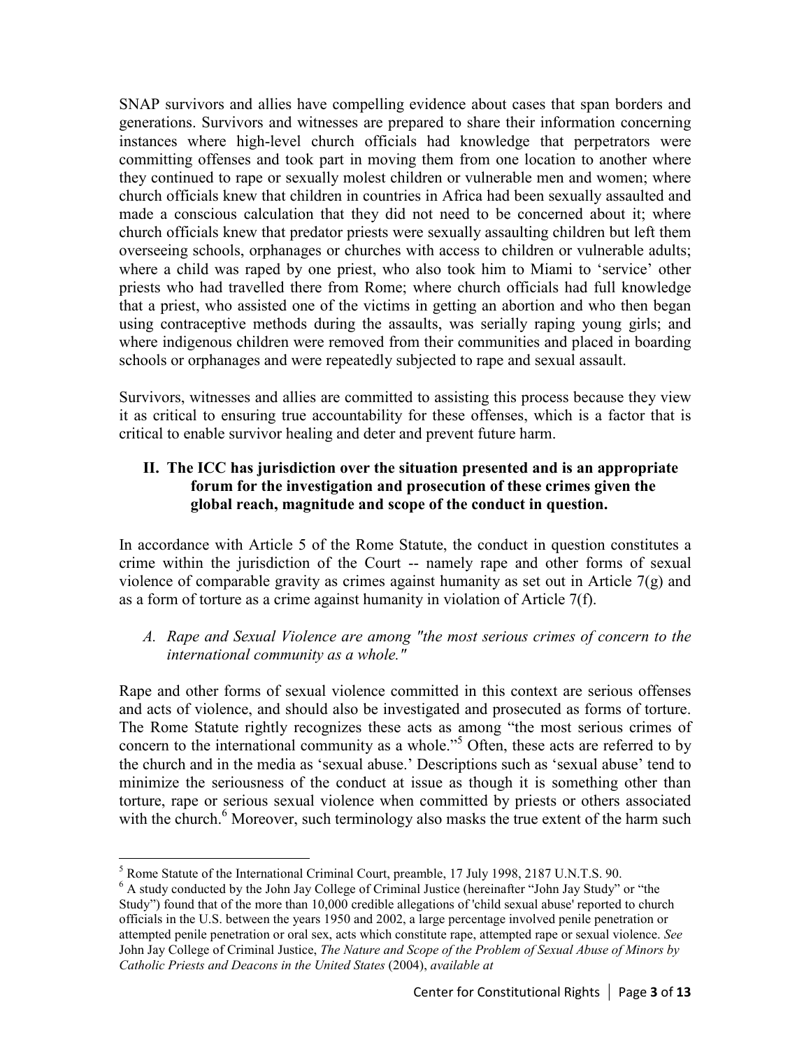SNAP survivors and allies have compelling evidence about cases that span borders and generations. Survivors and witnesses are prepared to share their information concerning instances where high-level church officials had knowledge that perpetrators were committing offenses and took part in moving them from one location to another where they continued to rape or sexually molest children or vulnerable men and women; where church officials knew that children in countries in Africa had been sexually assaulted and made a conscious calculation that they did not need to be concerned about it; where church officials knew that predator priests were sexually assaulting children but left them overseeing schools, orphanages or churches with access to children or vulnerable adults; where a child was raped by one priest, who also took him to Miami to 'service' other priests who had travelled there from Rome; where church officials had full knowledge that a priest, who assisted one of the victims in getting an abortion and who then began using contraceptive methods during the assaults, was serially raping young girls; and where indigenous children were removed from their communities and placed in boarding schools or orphanages and were repeatedly subjected to rape and sexual assault.

Survivors, witnesses and allies are committed to assisting this process because they view it as critical to ensuring true accountability for these offenses, which is a factor that is critical to enable survivor healing and deter and prevent future harm.

## II. The ICC has jurisdiction over the situation presented and is an appropriate forum for the investigation and prosecution of these crimes given the global reach, magnitude and scope of the conduct in question.

In accordance with Article 5 of the Rome Statute, the conduct in question constitutes a crime within the jurisdiction of the Court -- namely rape and other forms of sexual violence of comparable gravity as crimes against humanity as set out in Article 7(g) and as a form of torture as a crime against humanity in violation of Article 7(f).

### *A. Rape and Sexual Violence are among "the most serious crimes of concern to the international community as a whole."*

Rape and other forms of sexual violence committed in this context are serious offenses and acts of violence, and should also be investigated and prosecuted as forms of torture. The Rome Statute rightly recognizes these acts as among "the most serious crimes of concern to the international community as a whole."[5] Often, these acts are referred to by the church and in the media as 'sexual abuse.' Descriptions such as 'sexual abuse' tend to minimize the seriousness of the conduct at issue as though it is something other than torture, rape or serious sexual violence when committed by priests or others associated with the church.[6] Moreover, such terminology also masks the true extent of the harm such

---

[5] Rome Statute of the International Criminal Court, preamble, 17 July 1998, 2187 U.N.T.S. 90.

[6] A study conducted by the John Jay College of Criminal Justice (hereinafter "John Jay Study" or "the Study") found that of the more than 10,000 credible allegations of 'child sexual abuse' reported to church officials in the U.S. between the years 1950 and 2002, a large percentage involved penile penetration or attempted penile penetration or oral sex, acts which constitute rape, attempted rape or sexual violence. *See* John Jay College of Criminal Justice, *The Nature and Scope of the Problem of Sexual Abuse of Minors by Catholic Priests and Deacons in the United States* (2004), *available at*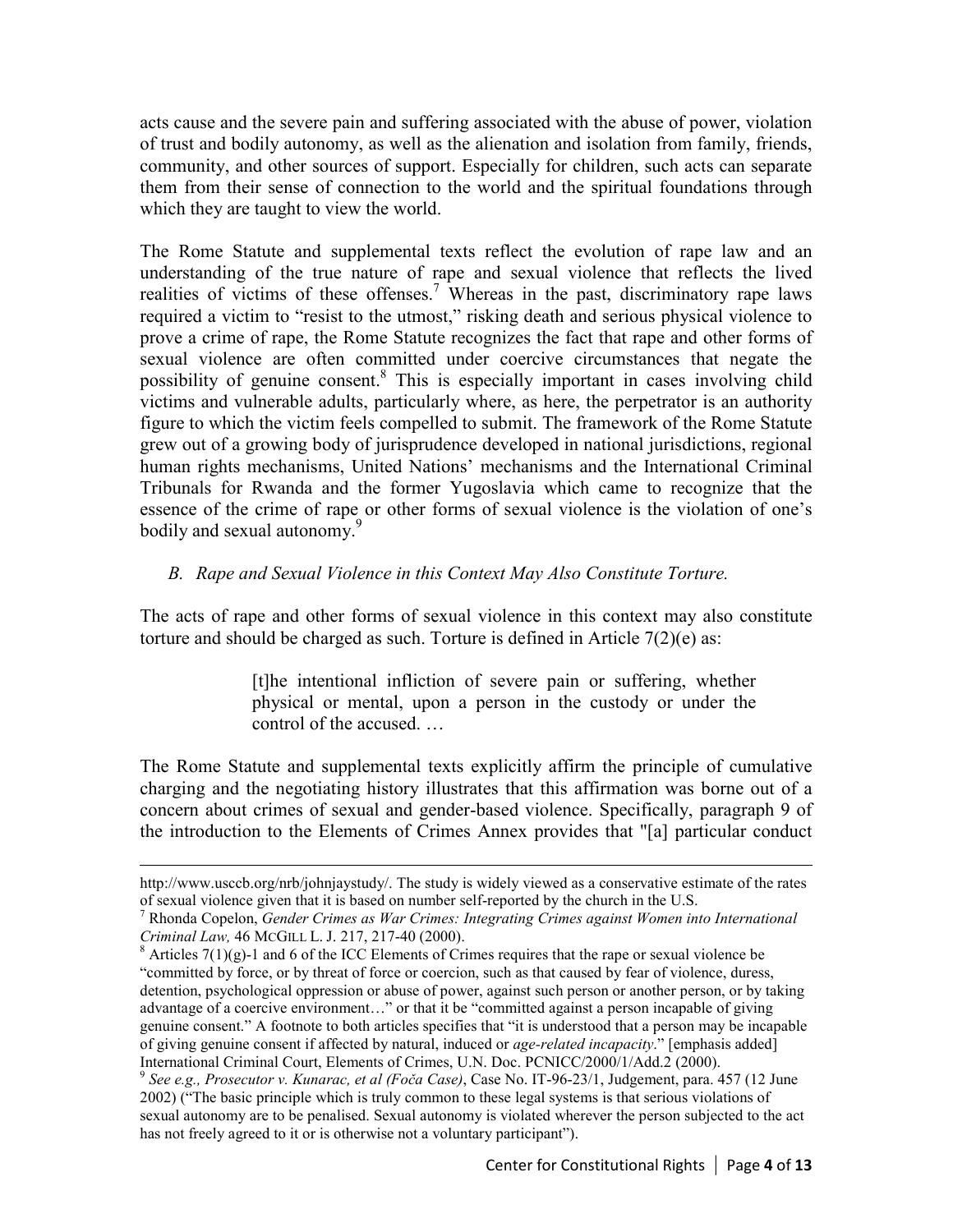acts cause and the severe pain and suffering associated with the abuse of power, violation of trust and bodily autonomy, as well as the alienation and isolation from family, friends, community, and other sources of support. Especially for children, such acts can separate them from their sense of connection to the world and the spiritual foundations through which they are taught to view the world.

The Rome Statute and supplemental texts reflect the evolution of rape law and an understanding of the true nature of rape and sexual violence that reflects the lived realities of victims of these offenses.[7] Whereas in the past, discriminatory rape laws required a victim to "resist to the utmost," risking death and serious physical violence to prove a crime of rape, the Rome Statute recognizes the fact that rape and other forms of sexual violence are often committed under coercive circumstances that negate the possibility of genuine consent.[8] This is especially important in cases involving child victims and vulnerable adults, particularly where, as here, the perpetrator is an authority figure to which the victim feels compelled to submit. The framework of the Rome Statute grew out of a growing body of jurisprudence developed in national jurisdictions, regional human rights mechanisms, United Nations' mechanisms and the International Criminal Tribunals for Rwanda and the former Yugoslavia which came to recognize that the essence of the crime of rape or other forms of sexual violence is the violation of one's bodily and sexual autonomy.[9]

### *B. Rape and Sexual Violence in this Context May Also Constitute Torture.*

The acts of rape and other forms of sexual violence in this context may also constitute torture and should be charged as such. Torture is defined in Article 7(2)(e) as:

> [t]he intentional infliction of severe pain or suffering, whether physical or mental, upon a person in the custody or under the control of the accused. …

The Rome Statute and supplemental texts explicitly affirm the principle of cumulative charging and the negotiating history illustrates that this affirmation was borne out of a concern about crimes of sexual and gender-based violence. Specifically, paragraph 9 of the introduction to the Elements of Crimes Annex provides that "[a] particular conduct

---

http://www.usccb.org/nrb/johnjaystudy/. The study is widely viewed as a conservative estimate of the rates of sexual violence given that it is based on number self-reported by the church in the U.S.

[7] Rhonda Copelon, *Gender Crimes as War Crimes: Integrating Crimes against Women into International Criminal Law,* 46 McGill L. J. 217, 217-40 (2000).

[8] Articles 7(1)(g)-1 and 6 of the ICC Elements of Crimes requires that the rape or sexual violence be "committed by force, or by threat of force or coercion, such as that caused by fear of violence, duress, detention, psychological oppression or abuse of power, against such person or another person, or by taking advantage of a coercive environment…" or that it be "committed against a person incapable of giving genuine consent." A footnote to both articles specifies that "it is understood that a person may be incapable of giving genuine consent if affected by natural, induced or *age-related incapacity*." [emphasis added] International Criminal Court, Elements of Crimes, U.N. Doc. PCNICC/2000/1/Add.2 (2000).

[9] *See e.g., Prosecutor v. Kunarac, et al (Foča Case)*, Case No. IT-96-23/1, Judgement, para. 457 (12 June 2002) ("The basic principle which is truly common to these legal systems is that serious violations of sexual autonomy are to be penalised. Sexual autonomy is violated wherever the person subjected to the act has not freely agreed to it or is otherwise not a voluntary participant").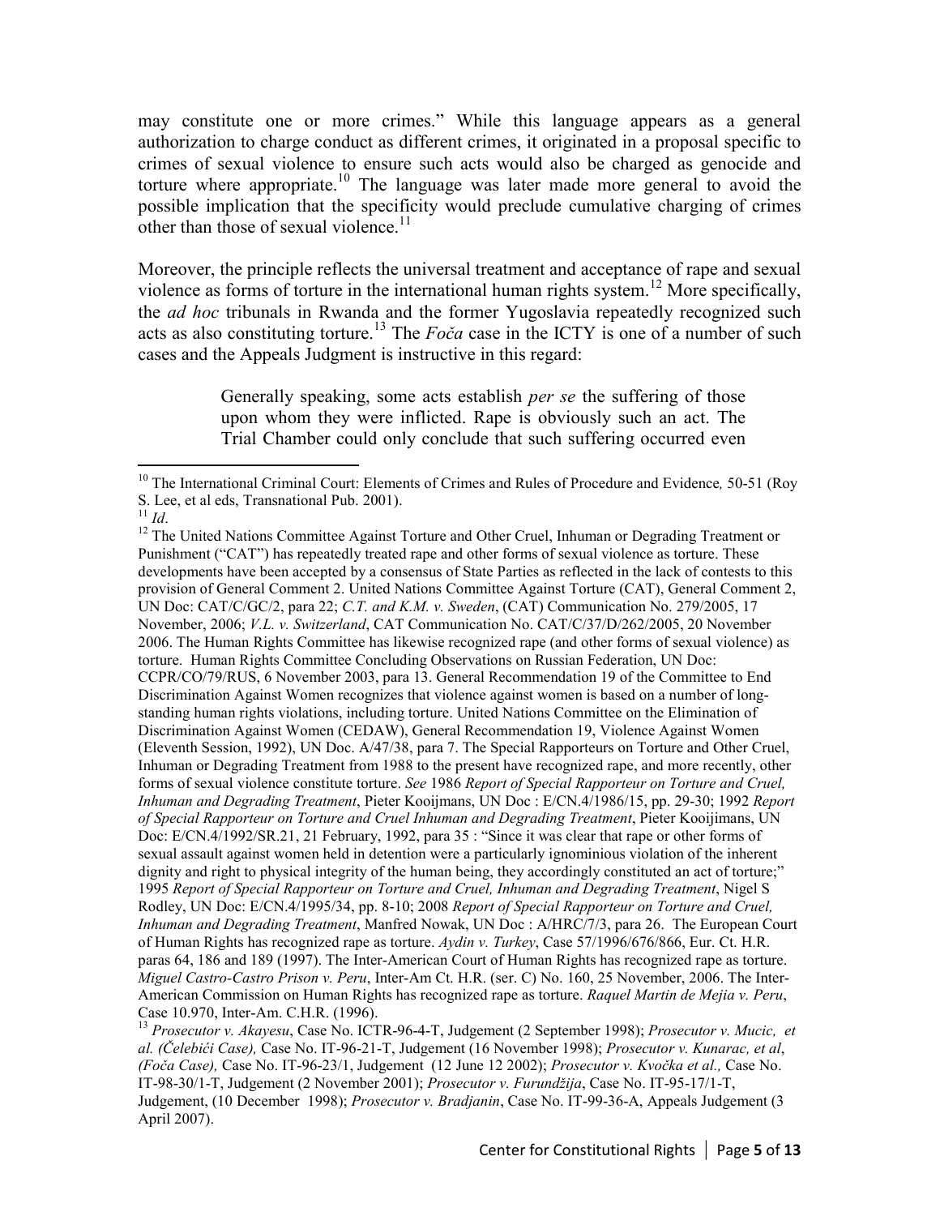may constitute one or more crimes." While this language appears as a general authorization to charge conduct as different crimes, it originated in a proposal specific to crimes of sexual violence to ensure such acts would also be charged as genocide and torture where appropriate.[10] The language was later made more general to avoid the possible implication that the specificity would preclude cumulative charging of crimes other than those of sexual violence.[11]

Moreover, the principle reflects the universal treatment and acceptance of rape and sexual violence as forms of torture in the international human rights system.[12] More specifically, the *ad hoc* tribunals in Rwanda and the former Yugoslavia repeatedly recognized such acts as also constituting torture.[13] The *Foča* case in the ICTY is one of a number of such cases and the Appeals Judgment is instructive in this regard:

> Generally speaking, some acts establish *per se* the suffering of those upon whom they were inflicted. Rape is obviously such an act. The Trial Chamber could only conclude that such suffering occurred even

---

[10] The International Criminal Court: Elements of Crimes and Rules of Procedure and Evidence*,* 50-51 (Roy S. Lee, et al eds, Transnational Pub. 2001).

[11] *Id*.

[12] The United Nations Committee Against Torture and Other Cruel, Inhuman or Degrading Treatment or Punishment ("CAT") has repeatedly treated rape and other forms of sexual violence as torture. These developments have been accepted by a consensus of State Parties as reflected in the lack of contests to this provision of General Comment 2. United Nations Committee Against Torture (CAT), General Comment 2, UN Doc: CAT/C/GC/2, para 22; *C.T. and K.M. v. Sweden*, (CAT) Communication No. 279/2005, 17 November, 2006; *V.L. v. Switzerland*, CAT Communication No. CAT/C/37/D/262/2005, 20 November 2006. The Human Rights Committee has likewise recognized rape (and other forms of sexual violence) as torture. Human Rights Committee Concluding Observations on Russian Federation, UN Doc: CCPR/CO/79/RUS, 6 November 2003, para 13. General Recommendation 19 of the Committee to End Discrimination Against Women recognizes that violence against women is based on a number of long-standing human rights violations, including torture. United Nations Committee on the Elimination of Discrimination Against Women (CEDAW), General Recommendation 19, Violence Against Women (Eleventh Session, 1992), UN Doc. A/47/38, para 7. The Special Rapporteurs on Torture and Other Cruel, Inhuman or Degrading Treatment from 1988 to the present have recognized rape, and more recently, other forms of sexual violence constitute torture. *See* 1986 *Report of Special Rapporteur on Torture and Cruel, Inhuman and Degrading Treatment*, Pieter Kooijmans, UN Doc : E/CN.4/1986/15, pp. 29-30; 1992 *Report of Special Rapporteur on Torture and Cruel Inhuman and Degrading Treatment*, Pieter Kooijimans, UN Doc: E/CN.4/1992/SR.21, 21 February, 1992, para 35 : "Since it was clear that rape or other forms of sexual assault against women held in detention were a particularly ignominious violation of the inherent dignity and right to physical integrity of the human being, they accordingly constituted an act of torture;" 1995 *Report of Special Rapporteur on Torture and Cruel, Inhuman and Degrading Treatment*, Nigel S Rodley, UN Doc: E/CN.4/1995/34, pp. 8-10; 2008 *Report of Special Rapporteur on Torture and Cruel, Inhuman and Degrading Treatment*, Manfred Nowak, UN Doc : A/HRC/7/3, para 26. The European Court of Human Rights has recognized rape as torture. *Aydin v. Turkey*, Case 57/1996/676/866, Eur. Ct. H.R. paras 64, 186 and 189 (1997). The Inter-American Court of Human Rights has recognized rape as torture. *Miguel Castro-Castro Prison v. Peru*, Inter-Am Ct. H.R. (ser. C) No. 160, 25 November, 2006. The Inter-American Commission on Human Rights has recognized rape as torture. *Raquel Martin de Mejia v. Peru*, Case 10.970, Inter-Am. C.H.R. (1996).

[13] *Prosecutor v. Akayesu*, Case No. ICTR-96-4-T, Judgement (2 September 1998); *Prosecutor v. Mucic, et al. (Čelebići Case),* Case No. IT-96-21-T, Judgement (16 November 1998); *Prosecutor v. Kunarac, et al*, *(Foča Case),* Case No. IT-96-23/1, Judgement (12 June 12 2002); *Prosecutor v. Kvočka et al.,* Case No. IT-98-30/1-T, Judgement (2 November 2001); *Prosecutor v. Furundžija*, Case No. IT-95-17/1-T, Judgement, (10 December 1998); *Prosecutor v. Bradjanin*, Case No. IT-99-36-A, Appeals Judgement (3 April 2007).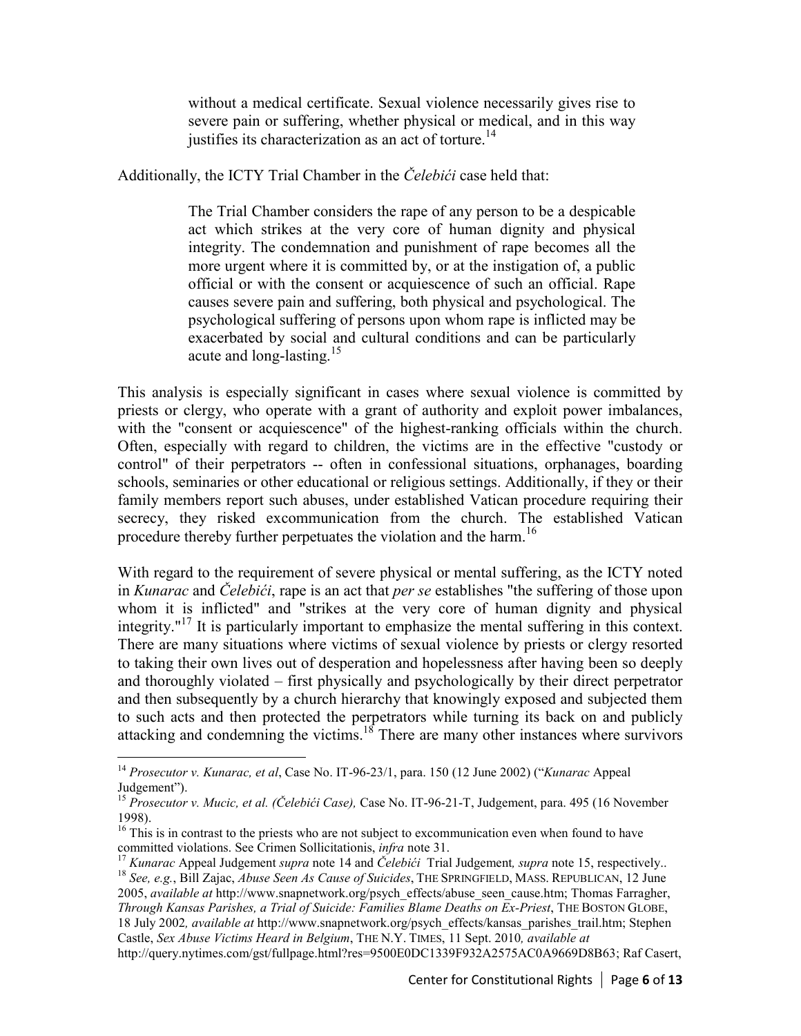> without a medical certificate. Sexual violence necessarily gives rise to severe pain or suffering, whether physical or medical, and in this way justifies its characterization as an act of torture.[14]

Additionally, the ICTY Trial Chamber in the *Čelebići* case held that:

> The Trial Chamber considers the rape of any person to be a despicable act which strikes at the very core of human dignity and physical integrity. The condemnation and punishment of rape becomes all the more urgent where it is committed by, or at the instigation of, a public official or with the consent or acquiescence of such an official. Rape causes severe pain and suffering, both physical and psychological. The psychological suffering of persons upon whom rape is inflicted may be exacerbated by social and cultural conditions and can be particularly acute and long-lasting.[15]

This analysis is especially significant in cases where sexual violence is committed by priests or clergy, who operate with a grant of authority and exploit power imbalances, with the "consent or acquiescence" of the highest-ranking officials within the church. Often, especially with regard to children, the victims are in the effective "custody or control" of their perpetrators -- often in confessional situations, orphanages, boarding schools, seminaries or other educational or religious settings. Additionally, if they or their family members report such abuses, under established Vatican procedure requiring their secrecy, they risked excommunication from the church. The established Vatican procedure thereby further perpetuates the violation and the harm.[16]

With regard to the requirement of severe physical or mental suffering, as the ICTY noted in *Kunarac* and *Čelebići*, rape is an act that *per se* establishes "the suffering of those upon whom it is inflicted" and "strikes at the very core of human dignity and physical integrity."[17] It is particularly important to emphasize the mental suffering in this context. There are many situations where victims of sexual violence by priests or clergy resorted to taking their own lives out of desperation and hopelessness after having been so deeply and thoroughly violated – first physically and psychologically by their direct perpetrator and then subsequently by a church hierarchy that knowingly exposed and subjected them to such acts and then protected the perpetrators while turning its back on and publicly attacking and condemning the victims.[18] There are many other instances where survivors

---

[14] *Prosecutor v. Kunarac, et al*, Case No. IT-96-23/1, para. 150 (12 June 2002) ("*Kunarac* Appeal Judgement").

[15] *Prosecutor v. Mucic, et al. (Čelebići Case),* Case No. IT-96-21-T, Judgement, para. 495 (16 November 1998).

[16] This is in contrast to the priests who are not subject to excommunication even when found to have committed violations. See Crimen Sollicitationis, *infra* note 31.

[17] *Kunarac* Appeal Judgement *supra* note 14 and *Čelebići* Trial Judgement*, supra* note 15, respectively..

[18] *See, e.g.*, Bill Zajac, *Abuse Seen As Cause of Suicides*, THE SPRINGFIELD, MASS. REPUBLICAN, 12 June 2005, *available at* http://www.snapnetwork.org/psych_effects/abuse_seen_cause.htm; Thomas Farragher, *Through Kansas Parishes, a Trial of Suicide: Families Blame Deaths on Ex-Priest*, THE BOSTON GLOBE, 18 July 2002*, available at* http://www.snapnetwork.org/psych_effects/kansas_parishes_trail.htm; Stephen Castle, *Sex Abuse Victims Heard in Belgium*, THE N.Y. TIMES, 11 Sept. 2010*, available at* http://query.nytimes.com/gst/fullpage.html?res=9500E0DC1339F932A2575AC0A9669D8B63; Raf Casert,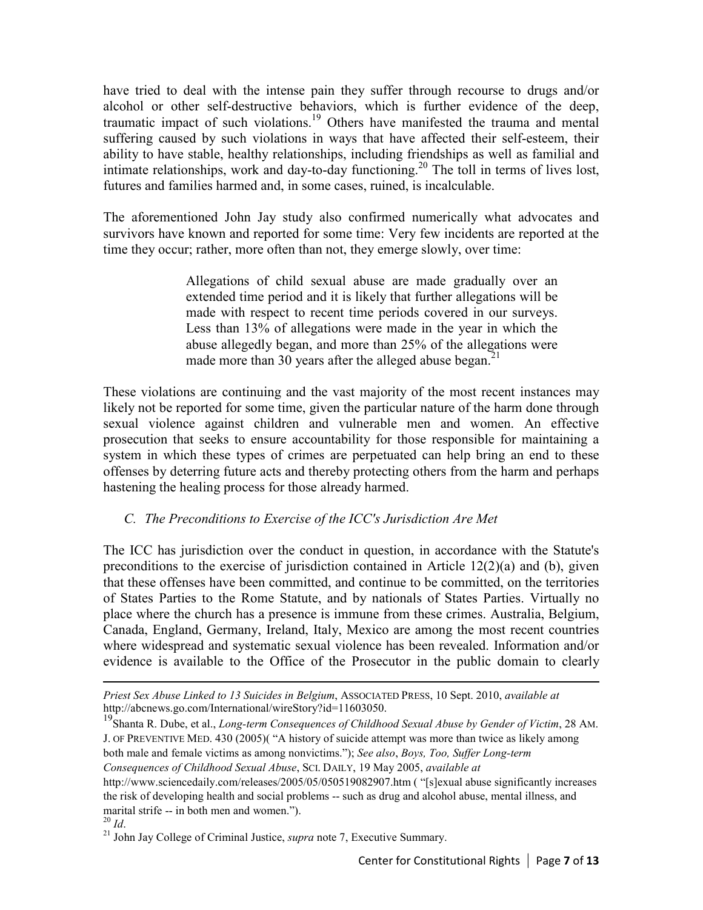have tried to deal with the intense pain they suffer through recourse to drugs and/or alcohol or other self-destructive behaviors, which is further evidence of the deep, traumatic impact of such violations.[19] Others have manifested the trauma and mental suffering caused by such violations in ways that have affected their self-esteem, their ability to have stable, healthy relationships, including friendships as well as familial and intimate relationships, work and day-to-day functioning.[20] The toll in terms of lives lost, futures and families harmed and, in some cases, ruined, is incalculable.

The aforementioned John Jay study also confirmed numerically what advocates and survivors have known and reported for some time: Very few incidents are reported at the time they occur; rather, more often than not, they emerge slowly, over time:

> Allegations of child sexual abuse are made gradually over an extended time period and it is likely that further allegations will be made with respect to recent time periods covered in our surveys. Less than 13% of allegations were made in the year in which the abuse allegedly began, and more than 25% of the allegations were made more than 30 years after the alleged abuse began.[21]

These violations are continuing and the vast majority of the most recent instances may likely not be reported for some time, given the particular nature of the harm done through sexual violence against children and vulnerable men and women. An effective prosecution that seeks to ensure accountability for those responsible for maintaining a system in which these types of crimes are perpetuated can help bring an end to these offenses by deterring future acts and thereby protecting others from the harm and perhaps hastening the healing process for those already harmed.

### *C. The Preconditions to Exercise of the ICC's Jurisdiction Are Met*

The ICC has jurisdiction over the conduct in question, in accordance with the Statute's preconditions to the exercise of jurisdiction contained in Article 12(2)(a) and (b), given that these offenses have been committed, and continue to be committed, on the territories of States Parties to the Rome Statute, and by nationals of States Parties. Virtually no place where the church has a presence is immune from these crimes. Australia, Belgium, Canada, England, Germany, Ireland, Italy, Mexico are among the most recent countries where widespread and systematic sexual violence has been revealed. Information and/or evidence is available to the Office of the Prosecutor in the public domain to clearly

---

*Priest Sex Abuse Linked to 13 Suicides in Belgium*, ASSOCIATED PRESS, 10 Sept. 2010, *available at* http://abcnews.go.com/International/wireStory?id=11603050.

[19] Shanta R. Dube, et al., *Long-term Consequences of Childhood Sexual Abuse by Gender of Victim*, 28 AM. J. OF PREVENTIVE MED. 430 (2005)( "A history of suicide attempt was more than twice as likely among both male and female victims as among nonvictims."); *See also*, *Boys, Too, Suffer Long-term Consequences of Childhood Sexual Abuse*, SCI. DAILY, 19 May 2005, *available at* http://www.sciencedaily.com/releases/2005/05/050519082907.htm ( "[s]exual abuse significantly increases the risk of developing health and social problems -- such as drug and alcohol abuse, mental illness, and marital strife -- in both men and women.").

[20] *Id*.

[21] John Jay College of Criminal Justice, *supra* note 7, Executive Summary.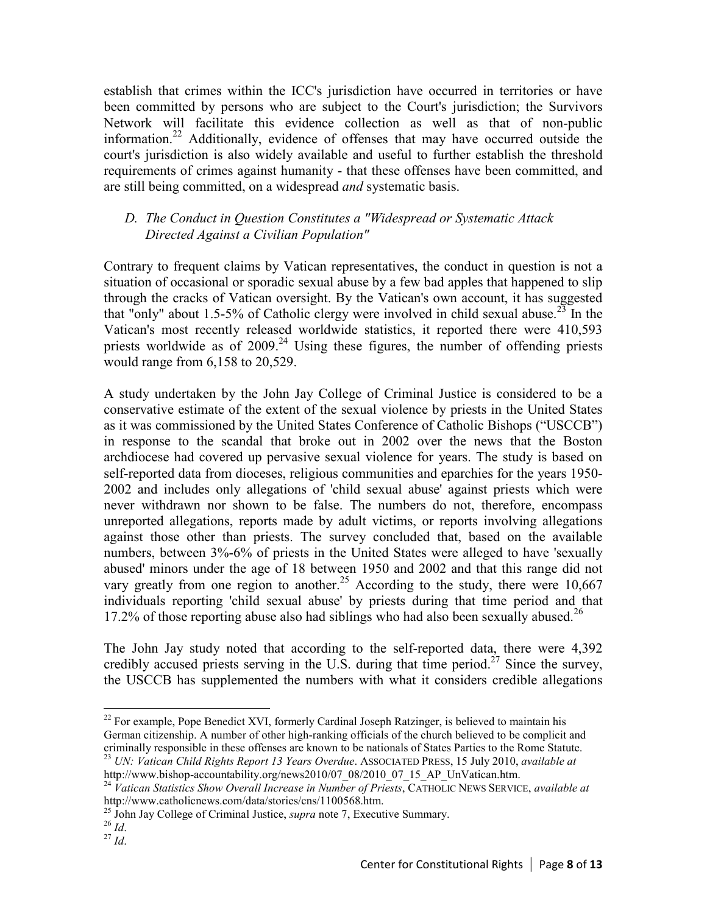establish that crimes within the ICC's jurisdiction have occurred in territories or have been committed by persons who are subject to the Court's jurisdiction; the Survivors Network will facilitate this evidence collection as well as that of non-public information.[22] Additionally, evidence of offenses that may have occurred outside the court's jurisdiction is also widely available and useful to further establish the threshold requirements of crimes against humanity - that these offenses have been committed, and are still being committed, on a widespread *and* systematic basis.

### *D. The Conduct in Question Constitutes a "Widespread or Systematic Attack Directed Against a Civilian Population"*

Contrary to frequent claims by Vatican representatives, the conduct in question is not a situation of occasional or sporadic sexual abuse by a few bad apples that happened to slip through the cracks of Vatican oversight. By the Vatican's own account, it has suggested that "only" about 1.5-5% of Catholic clergy were involved in child sexual abuse.[23] In the Vatican's most recently released worldwide statistics, it reported there were 410,593 priests worldwide as of 2009.[24] Using these figures, the number of offending priests would range from 6,158 to 20,529.

A study undertaken by the John Jay College of Criminal Justice is considered to be a conservative estimate of the extent of the sexual violence by priests in the United States as it was commissioned by the United States Conference of Catholic Bishops ("USCCB") in response to the scandal that broke out in 2002 over the news that the Boston archdiocese had covered up pervasive sexual violence for years. The study is based on self-reported data from dioceses, religious communities and eparchies for the years 1950-2002 and includes only allegations of 'child sexual abuse' against priests which were never withdrawn nor shown to be false. The numbers do not, therefore, encompass unreported allegations, reports made by adult victims, or reports involving allegations against those other than priests. The survey concluded that, based on the available numbers, between 3%-6% of priests in the United States were alleged to have 'sexually abused' minors under the age of 18 between 1950 and 2002 and that this range did not vary greatly from one region to another.[25] According to the study, there were 10,667 individuals reporting 'child sexual abuse' by priests during that time period and that 17.2% of those reporting abuse also had siblings who had also been sexually abused.[26]

The John Jay study noted that according to the self-reported data, there were 4,392 credibly accused priests serving in the U.S. during that time period.[27] Since the survey, the USCCB has supplemented the numbers with what it considers credible allegations

---

[22] For example, Pope Benedict XVI, formerly Cardinal Joseph Ratzinger, is believed to maintain his German citizenship. A number of other high-ranking officials of the church believed to be complicit and criminally responsible in these offenses are known to be nationals of States Parties to the Rome Statute.

[23] *UN: Vatican Child Rights Report 13 Years Overdue*. ASSOCIATED PRESS, 15 July 2010, *available at* http://www.bishop-accountability.org/news2010/07_08/2010_07_15_AP_UnVatican.htm.

[24] *Vatican Statistics Show Overall Increase in Number of Priests*, CATHOLIC NEWS SERVICE, *available at* http://www.catholicnews.com/data/stories/cns/1100568.htm.

[25] John Jay College of Criminal Justice, *supra* note 7, Executive Summary.

[26] *Id*.

[27] *Id*.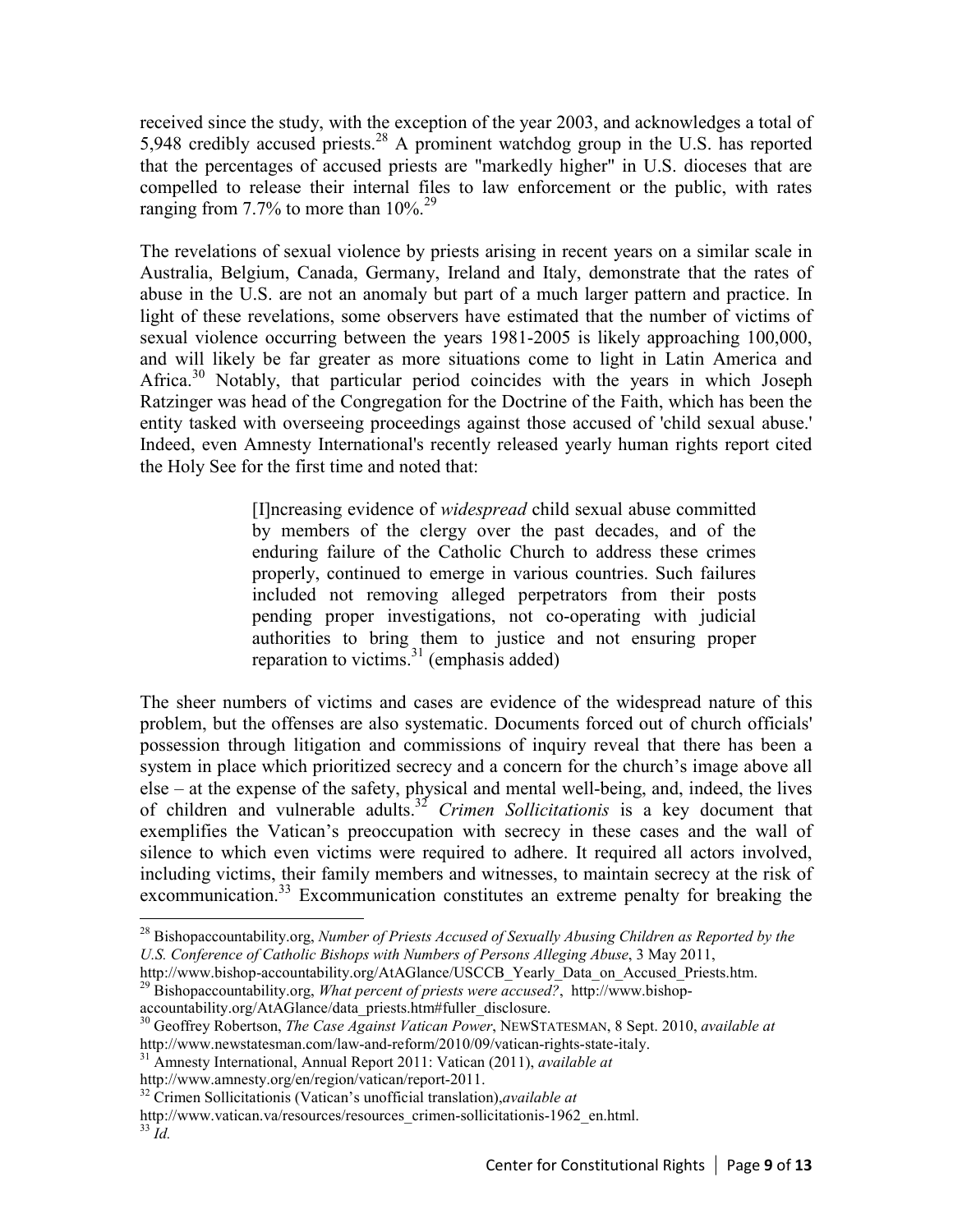received since the study, with the exception of the year 2003, and acknowledges a total of 5,948 credibly accused priests.[28] A prominent watchdog group in the U.S. has reported that the percentages of accused priests are "markedly higher" in U.S. dioceses that are compelled to release their internal files to law enforcement or the public, with rates ranging from 7.7% to more than 10%.[29]

The revelations of sexual violence by priests arising in recent years on a similar scale in Australia, Belgium, Canada, Germany, Ireland and Italy, demonstrate that the rates of abuse in the U.S. are not an anomaly but part of a much larger pattern and practice. In light of these revelations, some observers have estimated that the number of victims of sexual violence occurring between the years 1981-2005 is likely approaching 100,000, and will likely be far greater as more situations come to light in Latin America and Africa.[30] Notably, that particular period coincides with the years in which Joseph Ratzinger was head of the Congregation for the Doctrine of the Faith, which has been the entity tasked with overseeing proceedings against those accused of 'child sexual abuse.' Indeed, even Amnesty International's recently released yearly human rights report cited the Holy See for the first time and noted that:

> [I]ncreasing evidence of *widespread* child sexual abuse committed by members of the clergy over the past decades, and of the enduring failure of the Catholic Church to address these crimes properly, continued to emerge in various countries. Such failures included not removing alleged perpetrators from their posts pending proper investigations, not co-operating with judicial authorities to bring them to justice and not ensuring proper reparation to victims.[31] (emphasis added)

The sheer numbers of victims and cases are evidence of the widespread nature of this problem, but the offenses are also systematic. Documents forced out of church officials' possession through litigation and commissions of inquiry reveal that there has been a system in place which prioritized secrecy and a concern for the church's image above all else – at the expense of the safety, physical and mental well-being, and, indeed, the lives of children and vulnerable adults.[32] *Crimen Sollicitationis* is a key document that exemplifies the Vatican's preoccupation with secrecy in these cases and the wall of silence to which even victims were required to adhere. It required all actors involved, including victims, their family members and witnesses, to maintain secrecy at the risk of excommunication.[33] Excommunication constitutes an extreme penalty for breaking the

---

[28] Bishopaccountability.org, *Number of Priests Accused of Sexually Abusing Children as Reported by the U.S. Conference of Catholic Bishops with Numbers of Persons Alleging Abuse*, 3 May 2011, http://www.bishop-accountability.org/AtAGlance/USCCB_Yearly_Data_on_Accused_Priests.htm.

[29] Bishopaccountability.org, *What percent of priests were accused?*, http://www.bishop-accountability.org/AtAGlance/data_priests.htm#fuller_disclosure.

[30] Geoffrey Robertson, *The Case Against Vatican Power*, NEWSTATESMAN, 8 Sept. 2010, *available at* http://www.newstatesman.com/law-and-reform/2010/09/vatican-rights-state-italy.

[31] Amnesty International, Annual Report 2011: Vatican (2011), *available at* http://www.amnesty.org/en/region/vatican/report-2011.

[32] Crimen Sollicitationis (Vatican's unofficial translation),*available at* http://www.vatican.va/resources/resources_crimen-sollicitationis-1962_en.html.

[33] *Id.*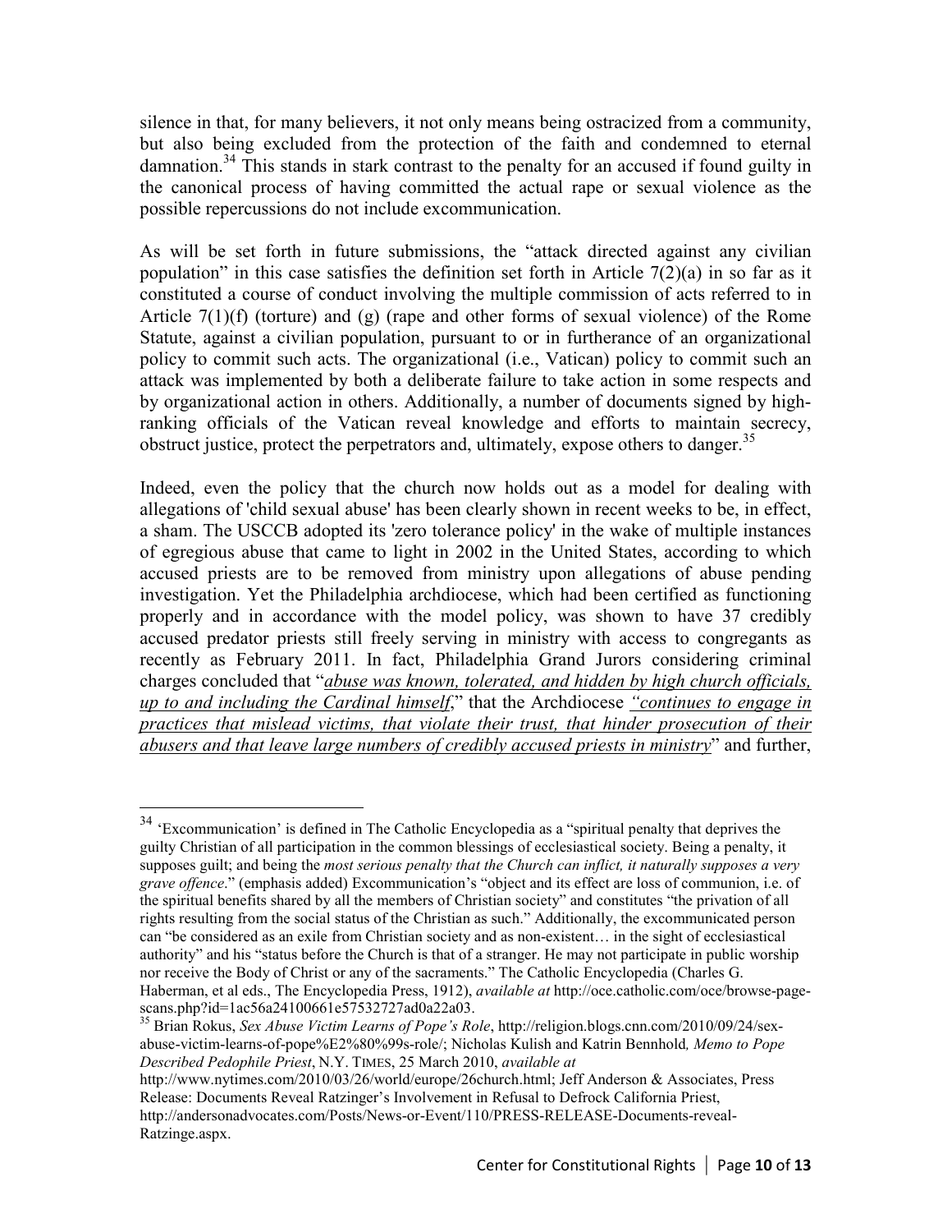silence in that, for many believers, it not only means being ostracized from a community, but also being excluded from the protection of the faith and condemned to eternal damnation.[34] This stands in stark contrast to the penalty for an accused if found guilty in the canonical process of having committed the actual rape or sexual violence as the possible repercussions do not include excommunication.

As will be set forth in future submissions, the "attack directed against any civilian population" in this case satisfies the definition set forth in Article 7(2)(a) in so far as it constituted a course of conduct involving the multiple commission of acts referred to in Article 7(1)(f) (torture) and (g) (rape and other forms of sexual violence) of the Rome Statute, against a civilian population, pursuant to or in furtherance of an organizational policy to commit such acts. The organizational (i.e., Vatican) policy to commit such an attack was implemented by both a deliberate failure to take action in some respects and by organizational action in others. Additionally, a number of documents signed by high-ranking officials of the Vatican reveal knowledge and efforts to maintain secrecy, obstruct justice, protect the perpetrators and, ultimately, expose others to danger.[35]

Indeed, even the policy that the church now holds out as a model for dealing with allegations of 'child sexual abuse' has been clearly shown in recent weeks to be, in effect, a sham. The USCCB adopted its 'zero tolerance policy' in the wake of multiple instances of egregious abuse that came to light in 2002 in the United States, according to which accused priests are to be removed from ministry upon allegations of abuse pending investigation. Yet the Philadelphia archdiocese, which had been certified as functioning properly and in accordance with the model policy, was shown to have 37 credibly accused predator priests still freely serving in ministry with access to congregants as recently as February 2011. In fact, Philadelphia Grand Jurors considering criminal charges concluded that "*abuse was known, tolerated, and hidden by high church officials, up to and including the Cardinal himself*," that the Archdiocese *"continues to engage in practices that mislead victims, that violate their trust, that hinder prosecution of their abusers and that leave large numbers of credibly accused priests in ministry*" and further,

---

[34] 'Excommunication' is defined in The Catholic Encyclopedia as a "spiritual penalty that deprives the guilty Christian of all participation in the common blessings of ecclesiastical society. Being a penalty, it supposes guilt; and being the *most serious penalty that the Church can inflict, it naturally supposes a very grave offence*." (emphasis added) Excommunication's "object and its effect are loss of communion, i.e. of the spiritual benefits shared by all the members of Christian society" and constitutes "the privation of all rights resulting from the social status of the Christian as such." Additionally, the excommunicated person can "be considered as an exile from Christian society and as non-existent… in the sight of ecclesiastical authority" and his "status before the Church is that of a stranger. He may not participate in public worship nor receive the Body of Christ or any of the sacraments." The Catholic Encyclopedia (Charles G. Haberman, et al eds., The Encyclopedia Press, 1912), *available at* http://oce.catholic.com/oce/browse-page-scans.php?id=1ac56a24100661e57532727ad0a22a03.

[35] Brian Rokus, *Sex Abuse Victim Learns of Pope's Role*, http://religion.blogs.cnn.com/2010/09/24/sex-abuse-victim-learns-of-pope%E2%80%99s-role/; Nicholas Kulish and Katrin Bennhold*, Memo to Pope Described Pedophile Priest*, N.Y. TIMES, 25 March 2010, *available at* http://www.nytimes.com/2010/03/26/world/europe/26church.html; Jeff Anderson & Associates, Press Release: Documents Reveal Ratzinger's Involvement in Refusal to Defrock California Priest, http://andersonadvocates.com/Posts/News-or-Event/110/PRESS-RELEASE-Documents-reveal-Ratzinge.aspx.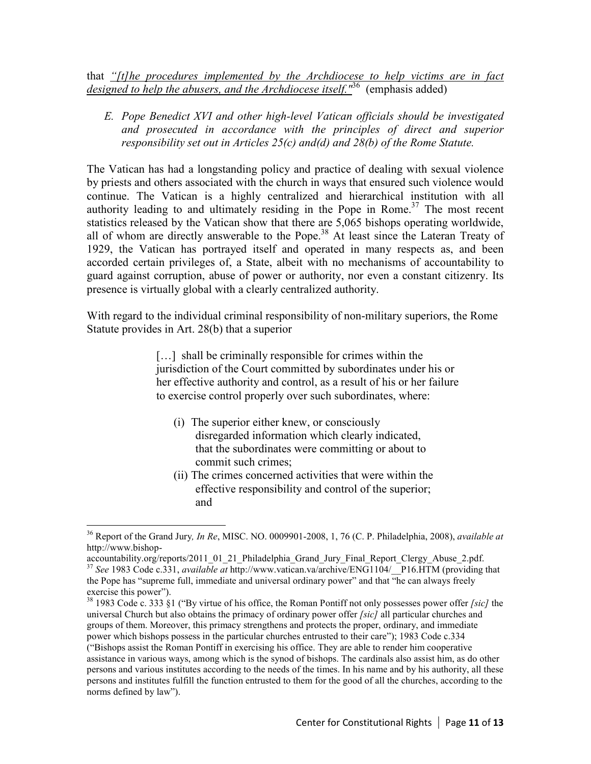that *"[t]he procedures implemented by the Archdiocese to help victims are in fact designed to help the abusers, and the Archdiocese itself."*[36] (emphasis added)

*E. Pope Benedict XVI and other high-level Vatican officials should be investigated and prosecuted in accordance with the principles of direct and superior responsibility set out in Articles 25(c) and(d) and 28(b) of the Rome Statute.*

The Vatican has had a longstanding policy and practice of dealing with sexual violence by priests and others associated with the church in ways that ensured such violence would continue. The Vatican is a highly centralized and hierarchical institution with all authority leading to and ultimately residing in the Pope in Rome.[37] The most recent statistics released by the Vatican show that there are 5,065 bishops operating worldwide, all of whom are directly answerable to the Pope.[38] At least since the Lateran Treaty of 1929, the Vatican has portrayed itself and operated in many respects as, and been accorded certain privileges of, a State, albeit with no mechanisms of accountability to guard against corruption, abuse of power or authority, nor even a constant citizenry. Its presence is virtually global with a clearly centralized authority.

With regard to the individual criminal responsibility of non-military superiors, the Rome Statute provides in Art. 28(b) that a superior

> […] shall be criminally responsible for crimes within the jurisdiction of the Court committed by subordinates under his or her effective authority and control, as a result of his or her failure to exercise control properly over such subordinates, where:
>
> (i) The superior either knew, or consciously disregarded information which clearly indicated, that the subordinates were committing or about to commit such crimes;
>
> (ii) The crimes concerned activities that were within the effective responsibility and control of the superior; and

---

[36] Report of the Grand Jury*, In Re*, MISC. NO. 0009901-2008, 1, 76 (C. P. Philadelphia, 2008), *available at* http://www.bishop-accountability.org/reports/2011_01_21_Philadelphia_Grand_Jury_Final_Report_Clergy_Abuse_2.pdf.

[37] *See* 1983 Code c.331, *available at* http://www.vatican.va/archive/ENG1104/__P16.HTM (providing that the Pope has "supreme full, immediate and universal ordinary power" and that "he can always freely exercise this power").

[38] 1983 Code c. 333 §1 ("By virtue of his office, the Roman Pontiff not only possesses power offer *[sic]* the universal Church but also obtains the primacy of ordinary power offer *[sic]* all particular churches and groups of them. Moreover, this primacy strengthens and protects the proper, ordinary, and immediate power which bishops possess in the particular churches entrusted to their care"); 1983 Code c.334 ("Bishops assist the Roman Pontiff in exercising his office. They are able to render him cooperative assistance in various ways, among which is the synod of bishops. The cardinals also assist him, as do other persons and various institutes according to the needs of the times. In his name and by his authority, all these persons and institutes fulfill the function entrusted to them for the good of all the churches, according to the norms defined by law").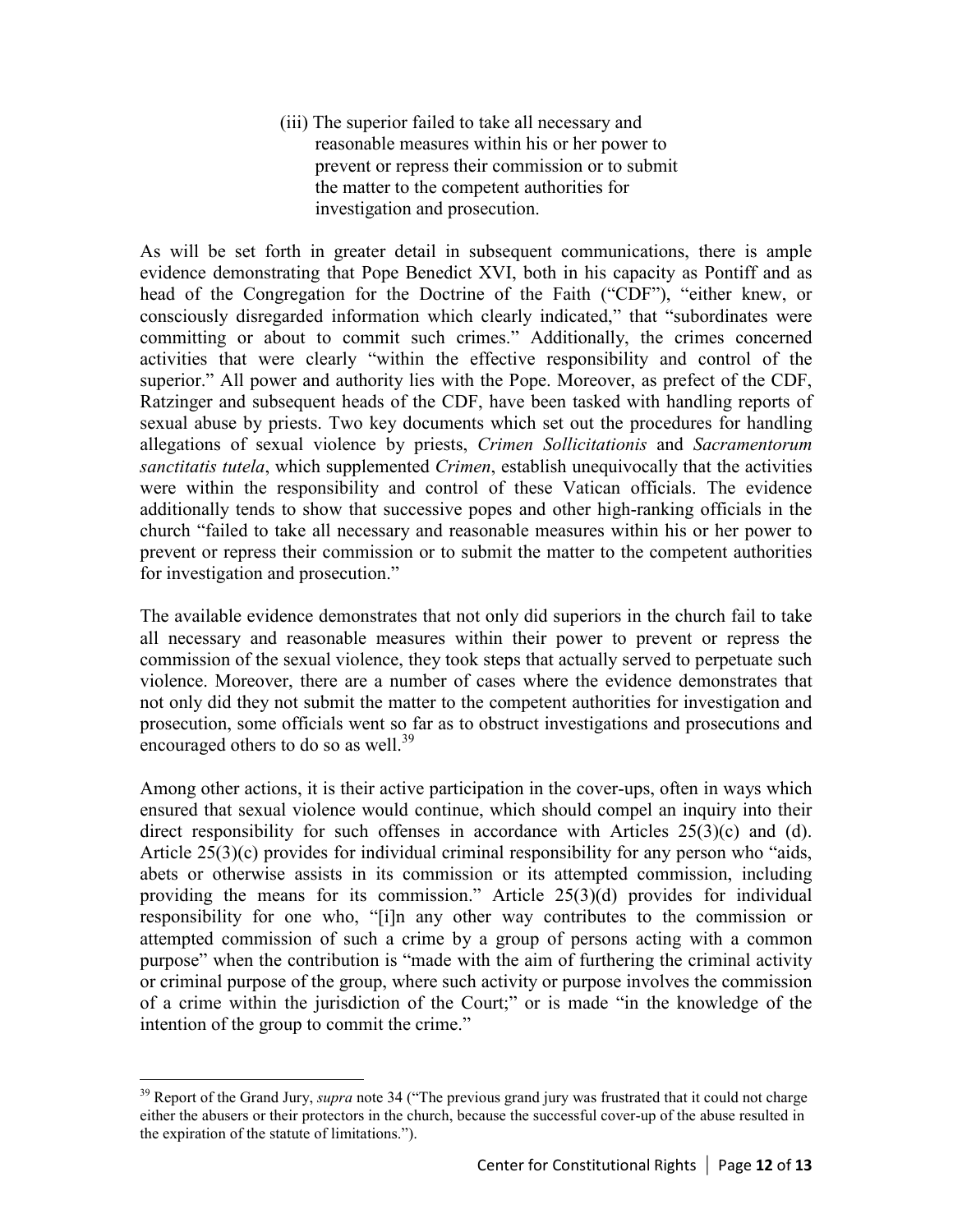(iii) The superior failed to take all necessary and reasonable measures within his or her power to prevent or repress their commission or to submit the matter to the competent authorities for investigation and prosecution.

As will be set forth in greater detail in subsequent communications, there is ample evidence demonstrating that Pope Benedict XVI, both in his capacity as Pontiff and as head of the Congregation for the Doctrine of the Faith ("CDF"), "either knew, or consciously disregarded information which clearly indicated," that "subordinates were committing or about to commit such crimes." Additionally, the crimes concerned activities that were clearly "within the effective responsibility and control of the superior." All power and authority lies with the Pope. Moreover, as prefect of the CDF, Ratzinger and subsequent heads of the CDF, have been tasked with handling reports of sexual abuse by priests. Two key documents which set out the procedures for handling allegations of sexual violence by priests, *Crimen Sollicitationis* and *Sacramentorum sanctitatis tutela*, which supplemented *Crimen*, establish unequivocally that the activities were within the responsibility and control of these Vatican officials. The evidence additionally tends to show that successive popes and other high-ranking officials in the church "failed to take all necessary and reasonable measures within his or her power to prevent or repress their commission or to submit the matter to the competent authorities for investigation and prosecution."

The available evidence demonstrates that not only did superiors in the church fail to take all necessary and reasonable measures within their power to prevent or repress the commission of the sexual violence, they took steps that actually served to perpetuate such violence. Moreover, there are a number of cases where the evidence demonstrates that not only did they not submit the matter to the competent authorities for investigation and prosecution, some officials went so far as to obstruct investigations and prosecutions and encouraged others to do so as well.[39]

Among other actions, it is their active participation in the cover-ups, often in ways which ensured that sexual violence would continue, which should compel an inquiry into their direct responsibility for such offenses in accordance with Articles 25(3)(c) and (d). Article 25(3)(c) provides for individual criminal responsibility for any person who "aids, abets or otherwise assists in its commission or its attempted commission, including providing the means for its commission." Article 25(3)(d) provides for individual responsibility for one who, "[i]n any other way contributes to the commission or attempted commission of such a crime by a group of persons acting with a common purpose" when the contribution is "made with the aim of furthering the criminal activity or criminal purpose of the group, where such activity or purpose involves the commission of a crime within the jurisdiction of the Court;" or is made "in the knowledge of the intention of the group to commit the crime."

[39] Report of the Grand Jury, *supra* note 34 ("The previous grand jury was frustrated that it could not charge either the abusers or their protectors in the church, because the successful cover-up of the abuse resulted in the expiration of the statute of limitations.").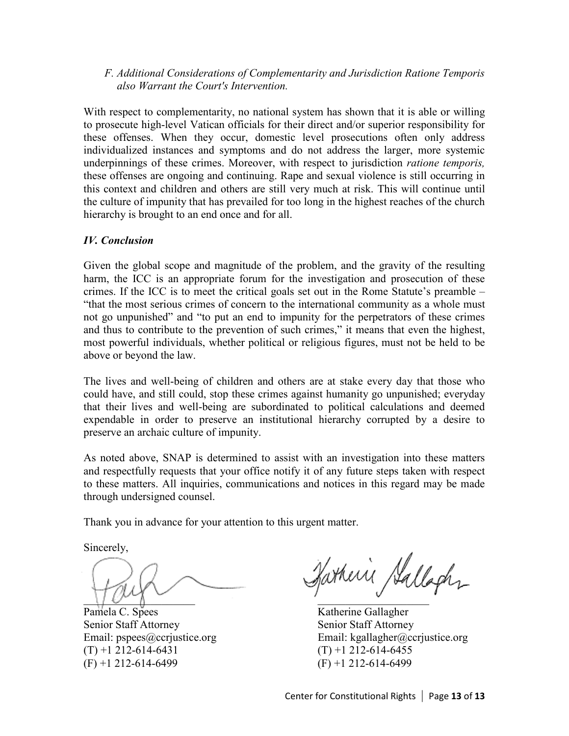*F. Additional Considerations of Complementarity and Jurisdiction Ratione Temporis also Warrant the Court's Intervention.*

With respect to complementarity, no national system has shown that it is able or willing to prosecute high-level Vatican officials for their direct and/or superior responsibility for these offenses. When they occur, domestic level prosecutions often only address individualized instances and symptoms and do not address the larger, more systemic underpinnings of these crimes. Moreover, with respect to jurisdiction *ratione temporis,* these offenses are ongoing and continuing. Rape and sexual violence is still occurring in this context and children and others are still very much at risk. This will continue until the culture of impunity that has prevailed for too long in the highest reaches of the church hierarchy is brought to an end once and for all.

## *IV. Conclusion*

Given the global scope and magnitude of the problem, and the gravity of the resulting harm, the ICC is an appropriate forum for the investigation and prosecution of these crimes. If the ICC is to meet the critical goals set out in the Rome Statute's preamble – "that the most serious crimes of concern to the international community as a whole must not go unpunished" and "to put an end to impunity for the perpetrators of these crimes and thus to contribute to the prevention of such crimes," it means that even the highest, most powerful individuals, whether political or religious figures, must not be held to be above or beyond the law.

The lives and well-being of children and others are at stake every day that those who could have, and still could, stop these crimes against humanity go unpunished; everyday that their lives and well-being are subordinated to political calculations and deemed expendable in order to preserve an institutional hierarchy corrupted by a desire to preserve an archaic culture of impunity.

As noted above, SNAP is determined to assist with an investigation into these matters and respectfully requests that your office notify it of any future steps taken with respect to these matters. All inquiries, communications and notices in this regard may be made through undersigned counsel.

Thank you in advance for your attention to this urgent matter.

Sincerely,

Pamela C. Spees
Senior Staff Attorney
Email: pspees@ccrjustice.org
(T) +1 212-614-6431
(F) +1 212-614-6499

Katherine Gallagher
Senior Staff Attorney
Email: kgallagher@ccrjustice.org
(T) +1 212-614-6455
(F) +1 212-614-6499